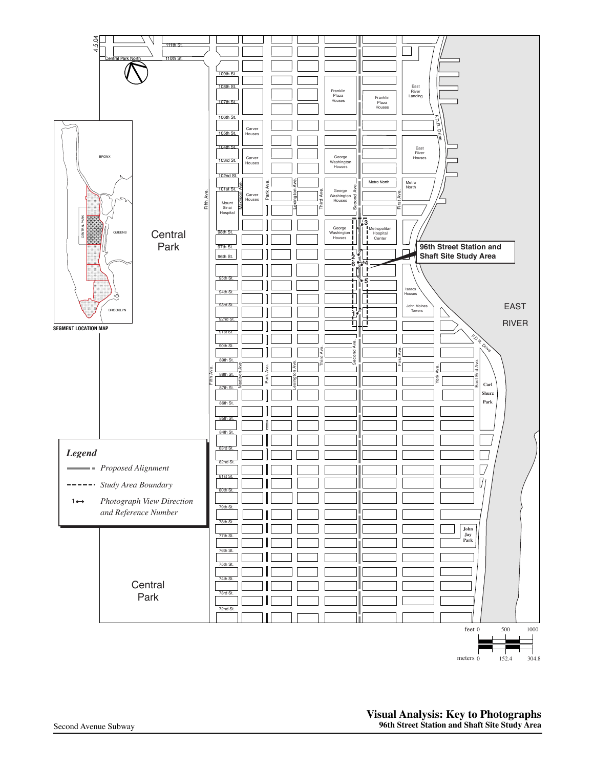4.5.04

## Legend

- Proposed Alignment
- Study Area Boundary
- 1↔ *Photograph View Direction and Reference Number*

**96th Street Station and Shaft Site Study Area**

SEGMENT LOCATION MAP

Central Park

EAST RIVER

feet 0 500 1000

meters 0 152.4 304.8

**Visual Analysis: Key to Photographs**
**96th Street Station and Shaft Site Study Area**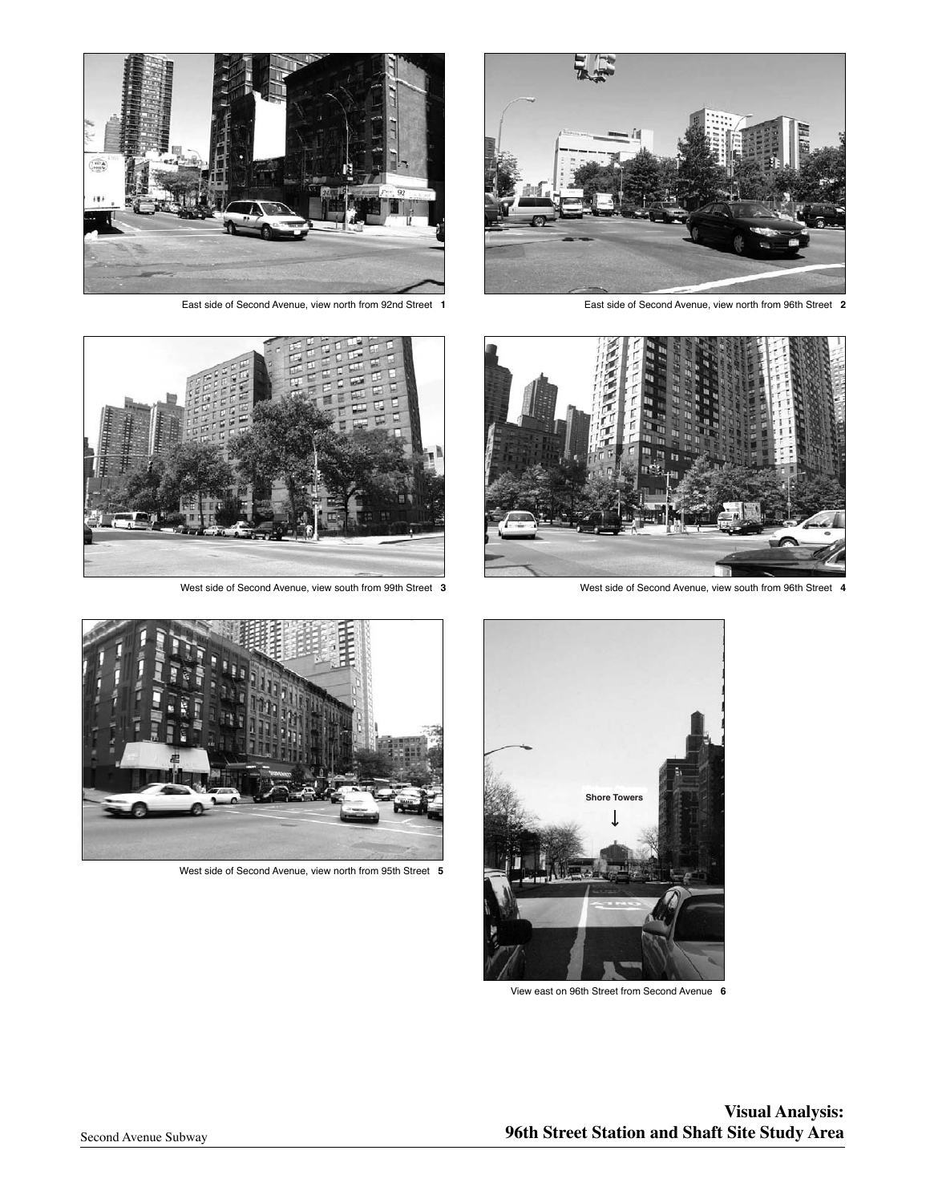East side of Second Avenue, view north from 92nd Street **1**

East side of Second Avenue, view north from 96th Street **2**

West side of Second Avenue, view south from 99th Street **3**

West side of Second Avenue, view south from 96th Street **4**

West side of Second Avenue, view north from 95th Street **5**

Shore Towers

View east on 96th Street from Second Avenue **6**

# Visual Analysis: 96th Street Station and Shaft Site Study Area